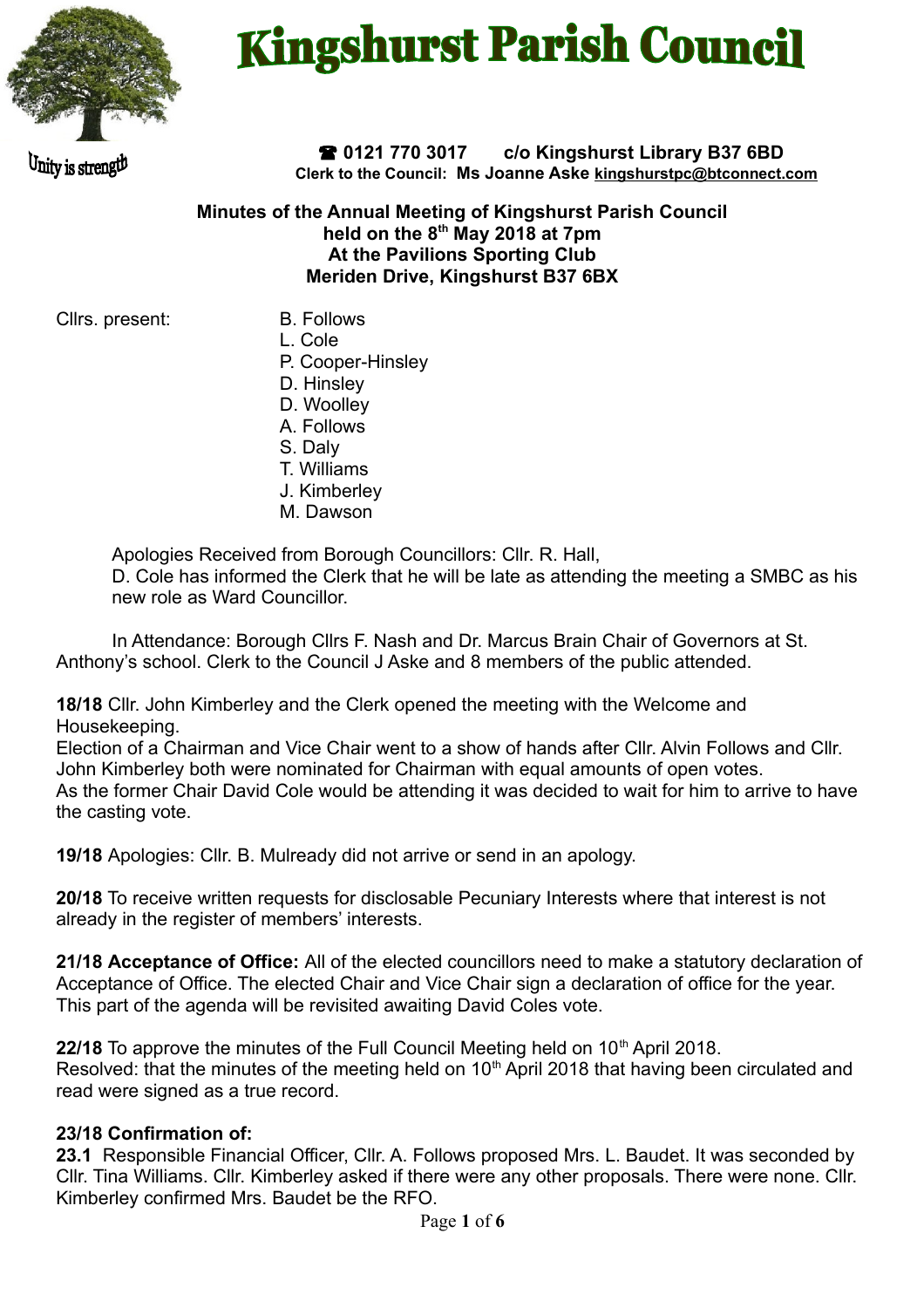# Kingshurst Parish Council

Unity is strength

☎ 0121 770 3017 c/o Kingshurst Library B37 6BD
**Clerk to the Council: Ms Joanne Aske kingshurstpc@btconnect.com**

**Minutes of the Annual Meeting of Kingshurst Parish Council**
**held on the 8th May 2018 at 7pm**
**At the Pavilions Sporting Club**
**Meriden Drive, Kingshurst B37 6BX**

Cllrs. present:
- B. Follows
- L. Cole
- P. Cooper-Hinsley
- D. Hinsley
- D. Woolley
- A. Follows
- S. Daly
- T. Williams
- J. Kimberley
- M. Dawson

Apologies Received from Borough Councillors: Cllr. R. Hall,
D. Cole has informed the Clerk that he will be late as attending the meeting a SMBC as his new role as Ward Councillor.

In Attendance: Borough Cllrs F. Nash and Dr. Marcus Brain Chair of Governors at St. Anthony's school. Clerk to the Council J Aske and 8 members of the public attended.

**18/18** Cllr. John Kimberley and the Clerk opened the meeting with the Welcome and Housekeeping.
Election of a Chairman and Vice Chair went to a show of hands after Cllr. Alvin Follows and Cllr. John Kimberley both were nominated for Chairman with equal amounts of open votes.
As the former Chair David Cole would be attending it was decided to wait for him to arrive to have the casting vote.

**19/18** Apologies: Cllr. B. Mulready did not arrive or send in an apology.

**20/18** To receive written requests for disclosable Pecuniary Interests where that interest is not already in the register of members' interests.

**21/18 Acceptance of Office:** All of the elected councillors need to make a statutory declaration of Acceptance of Office. The elected Chair and Vice Chair sign a declaration of office for the year. This part of the agenda will be revisited awaiting David Coles vote.

**22/18** To approve the minutes of the Full Council Meeting held on 10th April 2018.
Resolved: that the minutes of the meeting held on 10th April 2018 that having been circulated and read were signed as a true record.

**23/18 Confirmation of:**
**23.1** Responsible Financial Officer, Cllr. A. Follows proposed Mrs. L. Baudet. It was seconded by Cllr. Tina Williams. Cllr. Kimberley asked if there were any other proposals. There were none. Cllr. Kimberley confirmed Mrs. Baudet be the RFO.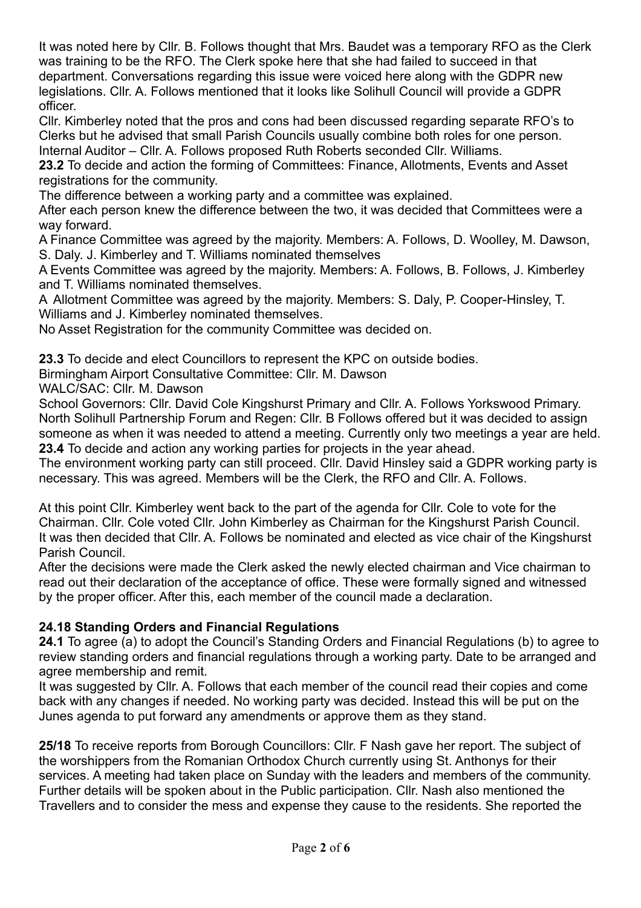It was noted here by Cllr. B. Follows thought that Mrs. Baudet was a temporary RFO as the Clerk was training to be the RFO. The Clerk spoke here that she had failed to succeed in that department. Conversations regarding this issue were voiced here along with the GDPR new legislations. Cllr. A. Follows mentioned that it looks like Solihull Council will provide a GDPR officer.

Cllr. Kimberley noted that the pros and cons had been discussed regarding separate RFO's to Clerks but he advised that small Parish Councils usually combine both roles for one person.

Internal Auditor – Cllr. A. Follows proposed Ruth Roberts seconded Cllr. Williams.

**23.2** To decide and action the forming of Committees: Finance, Allotments, Events and Asset registrations for the community.

The difference between a working party and a committee was explained.

After each person knew the difference between the two, it was decided that Committees were a way forward.

A Finance Committee was agreed by the majority. Members: A. Follows, D. Woolley, M. Dawson, S. Daly. J. Kimberley and T. Williams nominated themselves

A Events Committee was agreed by the majority. Members: A. Follows, B. Follows, J. Kimberley and T. Williams nominated themselves.

A Allotment Committee was agreed by the majority. Members: S. Daly, P. Cooper-Hinsley, T. Williams and J. Kimberley nominated themselves.

No Asset Registration for the community Committee was decided on.

**23.3** To decide and elect Councillors to represent the KPC on outside bodies.

Birmingham Airport Consultative Committee: Cllr. M. Dawson

WALC/SAC: Cllr. M. Dawson

School Governors: Cllr. David Cole Kingshurst Primary and Cllr. A. Follows Yorkswood Primary.

North Solihull Partnership Forum and Regen: Cllr. B Follows offered but it was decided to assign someone as when it was needed to attend a meeting. Currently only two meetings a year are held.

**23.4** To decide and action any working parties for projects in the year ahead.

The environment working party can still proceed. Cllr. David Hinsley said a GDPR working party is necessary. This was agreed. Members will be the Clerk, the RFO and Cllr. A. Follows.

At this point Cllr. Kimberley went back to the part of the agenda for Cllr. Cole to vote for the Chairman. Cllr. Cole voted Cllr. John Kimberley as Chairman for the Kingshurst Parish Council. It was then decided that Cllr. A. Follows be nominated and elected as vice chair of the Kingshurst Parish Council.

After the decisions were made the Clerk asked the newly elected chairman and Vice chairman to read out their declaration of the acceptance of office. These were formally signed and witnessed by the proper officer. After this, each member of the council made a declaration.

## 24.18 Standing Orders and Financial Regulations

**24.1** To agree (a) to adopt the Council's Standing Orders and Financial Regulations (b) to agree to review standing orders and financial regulations through a working party. Date to be arranged and agree membership and remit.

It was suggested by Cllr. A. Follows that each member of the council read their copies and come back with any changes if needed. No working party was decided. Instead this will be put on the Junes agenda to put forward any amendments or approve them as they stand.

**25/18** To receive reports from Borough Councillors: Cllr. F Nash gave her report. The subject of the worshippers from the Romanian Orthodox Church currently using St. Anthonys for their services. A meeting had taken place on Sunday with the leaders and members of the community. Further details will be spoken about in the Public participation. Cllr. Nash also mentioned the Travellers and to consider the mess and expense they cause to the residents. She reported the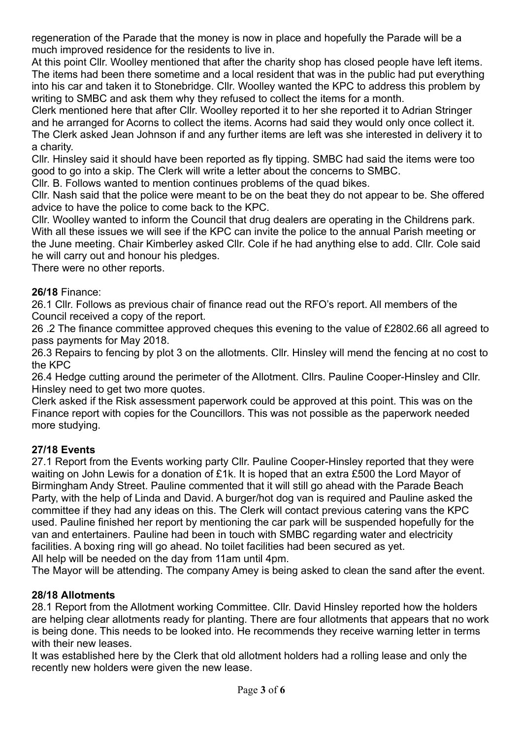regeneration of the Parade that the money is now in place and hopefully the Parade will be a much improved residence for the residents to live in.

At this point Cllr. Woolley mentioned that after the charity shop has closed people have left items. The items had been there sometime and a local resident that was in the public had put everything into his car and taken it to Stonebridge. Cllr. Woolley wanted the KPC to address this problem by writing to SMBC and ask them why they refused to collect the items for a month.

Clerk mentioned here that after Cllr. Woolley reported it to her she reported it to Adrian Stringer and he arranged for Acorns to collect the items. Acorns had said they would only once collect it. The Clerk asked Jean Johnson if and any further items are left was she interested in delivery it to a charity.

Cllr. Hinsley said it should have been reported as fly tipping. SMBC had said the items were too good to go into a skip. The Clerk will write a letter about the concerns to SMBC.

Cllr. B. Follows wanted to mention continues problems of the quad bikes.

Cllr. Nash said that the police were meant to be on the beat they do not appear to be. She offered advice to have the police to come back to the KPC.

Cllr. Woolley wanted to inform the Council that drug dealers are operating in the Childrens park. With all these issues we will see if the KPC can invite the police to the annual Parish meeting or the June meeting. Chair Kimberley asked Cllr. Cole if he had anything else to add. Cllr. Cole said he will carry out and honour his pledges.

There were no other reports.

**26/18** Finance:

26.1 Cllr. Follows as previous chair of finance read out the RFO's report. All members of the Council received a copy of the report.

26 .2 The finance committee approved cheques this evening to the value of £2802.66 all agreed to pass payments for May 2018.

26.3 Repairs to fencing by plot 3 on the allotments. Cllr. Hinsley will mend the fencing at no cost to the KPC

26.4 Hedge cutting around the perimeter of the Allotment. Cllrs. Pauline Cooper-Hinsley and Cllr. Hinsley need to get two more quotes.

Clerk asked if the Risk assessment paperwork could be approved at this point. This was on the Finance report with copies for the Councillors. This was not possible as the paperwork needed more studying.

**27/18 Events**

27.1 Report from the Events working party Cllr. Pauline Cooper-Hinsley reported that they were waiting on John Lewis for a donation of £1k. It is hoped that an extra £500 the Lord Mayor of Birmingham Andy Street. Pauline commented that it will still go ahead with the Parade Beach Party, with the help of Linda and David. A burger/hot dog van is required and Pauline asked the committee if they had any ideas on this. The Clerk will contact previous catering vans the KPC used. Pauline finished her report by mentioning the car park will be suspended hopefully for the van and entertainers. Pauline had been in touch with SMBC regarding water and electricity facilities. A boxing ring will go ahead. No toilet facilities had been secured as yet.

All help will be needed on the day from 11am until 4pm.

The Mayor will be attending. The company Amey is being asked to clean the sand after the event.

**28/18 Allotments**

28.1 Report from the Allotment working Committee. Cllr. David Hinsley reported how the holders are helping clear allotments ready for planting. There are four allotments that appears that no work is being done. This needs to be looked into. He recommends they receive warning letter in terms with their new leases.

It was established here by the Clerk that old allotment holders had a rolling lease and only the recently new holders were given the new lease.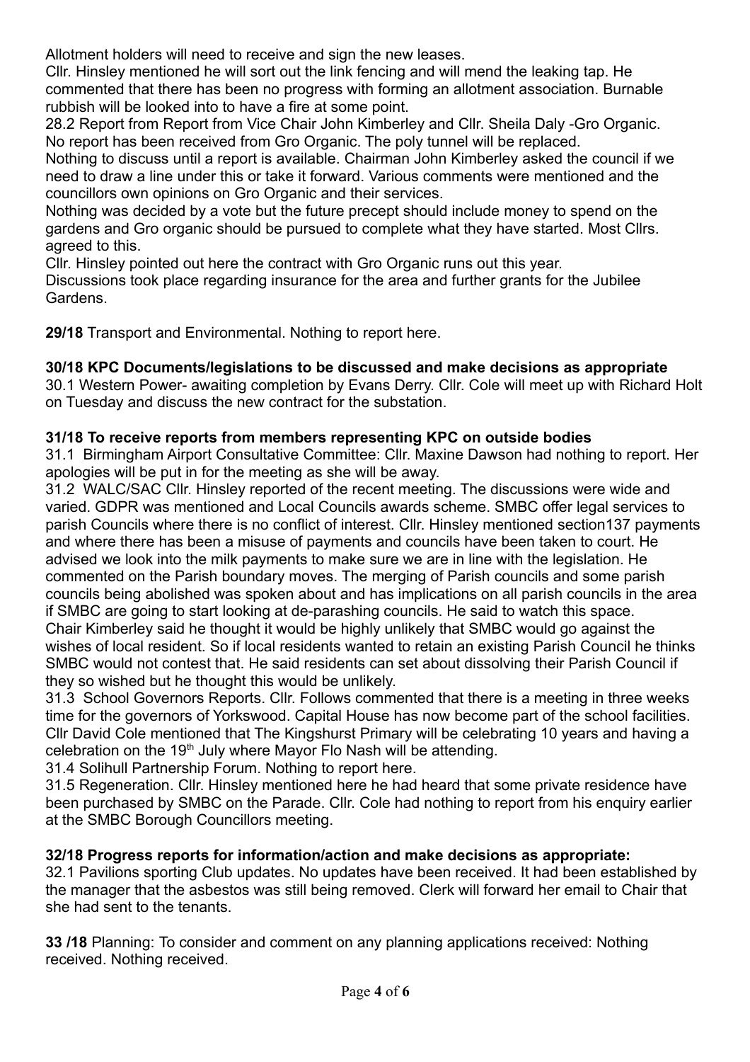Allotment holders will need to receive and sign the new leases.

Cllr. Hinsley mentioned he will sort out the link fencing and will mend the leaking tap. He commented that there has been no progress with forming an allotment association. Burnable rubbish will be looked into to have a fire at some point.

28.2 Report from Report from Vice Chair John Kimberley and Cllr. Sheila Daly -Gro Organic. No report has been received from Gro Organic. The poly tunnel will be replaced.

Nothing to discuss until a report is available. Chairman John Kimberley asked the council if we need to draw a line under this or take it forward. Various comments were mentioned and the councillors own opinions on Gro Organic and their services.

Nothing was decided by a vote but the future precept should include money to spend on the gardens and Gro organic should be pursued to complete what they have started. Most Cllrs. agreed to this.

Cllr. Hinsley pointed out here the contract with Gro Organic runs out this year.

Discussions took place regarding insurance for the area and further grants for the Jubilee Gardens.

**29/18** Transport and Environmental. Nothing to report here.

**30/18 KPC Documents/legislations to be discussed and make decisions as appropriate**

30.1 Western Power- awaiting completion by Evans Derry. Cllr. Cole will meet up with Richard Holt on Tuesday and discuss the new contract for the substation.

**31/18 To receive reports from members representing KPC on outside bodies**

31.1 Birmingham Airport Consultative Committee: Cllr. Maxine Dawson had nothing to report. Her apologies will be put in for the meeting as she will be away.

31.2 WALC/SAC Cllr. Hinsley reported of the recent meeting. The discussions were wide and varied. GDPR was mentioned and Local Councils awards scheme. SMBC offer legal services to parish Councils where there is no conflict of interest. Cllr. Hinsley mentioned section137 payments and where there has been a misuse of payments and councils have been taken to court. He advised we look into the milk payments to make sure we are in line with the legislation. He commented on the Parish boundary moves. The merging of Parish councils and some parish councils being abolished was spoken about and has implications on all parish councils in the area if SMBC are going to start looking at de-parashing councils. He said to watch this space.

Chair Kimberley said he thought it would be highly unlikely that SMBC would go against the wishes of local resident. So if local residents wanted to retain an existing Parish Council he thinks SMBC would not contest that. He said residents can set about dissolving their Parish Council if they so wished but he thought this would be unlikely.

31.3 School Governors Reports. Cllr. Follows commented that there is a meeting in three weeks time for the governors of Yorkswood. Capital House has now become part of the school facilities. Cllr David Cole mentioned that The Kingshurst Primary will be celebrating 10 years and having a celebration on the 19th July where Mayor Flo Nash will be attending.

31.4 Solihull Partnership Forum. Nothing to report here.

31.5 Regeneration. Cllr. Hinsley mentioned here he had heard that some private residence have been purchased by SMBC on the Parade. Cllr. Cole had nothing to report from his enquiry earlier at the SMBC Borough Councillors meeting.

**32/18 Progress reports for information/action and make decisions as appropriate:**

32.1 Pavilions sporting Club updates. No updates have been received. It had been established by the manager that the asbestos was still being removed. Clerk will forward her email to Chair that she had sent to the tenants.

**33 /18** Planning: To consider and comment on any planning applications received: Nothing received. Nothing received.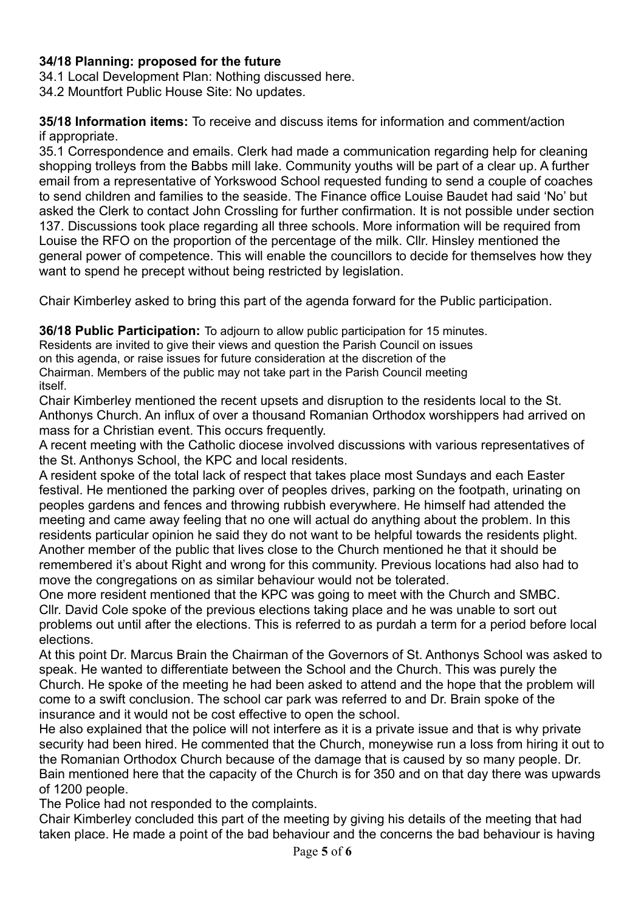**34/18 Planning: proposed for the future**

34.1 Local Development Plan: Nothing discussed here.
34.2 Mountfort Public House Site: No updates.

**35/18 Information items:** To receive and discuss items for information and comment/action if appropriate.

35.1 Correspondence and emails. Clerk had made a communication regarding help for cleaning shopping trolleys from the Babbs mill lake. Community youths will be part of a clear up. A further email from a representative of Yorkswood School requested funding to send a couple of coaches to send children and families to the seaside. The Finance office Louise Baudet had said 'No' but asked the Clerk to contact John Crossling for further confirmation. It is not possible under section 137. Discussions took place regarding all three schools. More information will be required from Louise the RFO on the proportion of the percentage of the milk. Cllr. Hinsley mentioned the general power of competence. This will enable the councillors to decide for themselves how they want to spend he precept without being restricted by legislation.

Chair Kimberley asked to bring this part of the agenda forward for the Public participation.

**36/18 Public Participation:** To adjourn to allow public participation for 15 minutes. Residents are invited to give their views and question the Parish Council on issues on this agenda, or raise issues for future consideration at the discretion of the Chairman. Members of the public may not take part in the Parish Council meeting itself.

Chair Kimberley mentioned the recent upsets and disruption to the residents local to the St. Anthonys Church. An influx of over a thousand Romanian Orthodox worshippers had arrived on mass for a Christian event. This occurs frequently.

A recent meeting with the Catholic diocese involved discussions with various representatives of the St. Anthonys School, the KPC and local residents.

A resident spoke of the total lack of respect that takes place most Sundays and each Easter festival. He mentioned the parking over of peoples drives, parking on the footpath, urinating on peoples gardens and fences and throwing rubbish everywhere. He himself had attended the meeting and came away feeling that no one will actual do anything about the problem. In this residents particular opinion he said they do not want to be helpful towards the residents plight. Another member of the public that lives close to the Church mentioned he that it should be remembered it's about Right and wrong for this community. Previous locations had also had to move the congregations on as similar behaviour would not be tolerated.

One more resident mentioned that the KPC was going to meet with the Church and SMBC.

Cllr. David Cole spoke of the previous elections taking place and he was unable to sort out problems out until after the elections. This is referred to as purdah a term for a period before local elections.

At this point Dr. Marcus Brain the Chairman of the Governors of St. Anthonys School was asked to speak. He wanted to differentiate between the School and the Church. This was purely the Church. He spoke of the meeting he had been asked to attend and the hope that the problem will come to a swift conclusion. The school car park was referred to and Dr. Brain spoke of the insurance and it would not be cost effective to open the school.

He also explained that the police will not interfere as it is a private issue and that is why private security had been hired. He commented that the Church, moneywise run a loss from hiring it out to the Romanian Orthodox Church because of the damage that is caused by so many people. Dr. Bain mentioned here that the capacity of the Church is for 350 and on that day there was upwards of 1200 people.

The Police had not responded to the complaints.

Chair Kimberley concluded this part of the meeting by giving his details of the meeting that had taken place. He made a point of the bad behaviour and the concerns the bad behaviour is having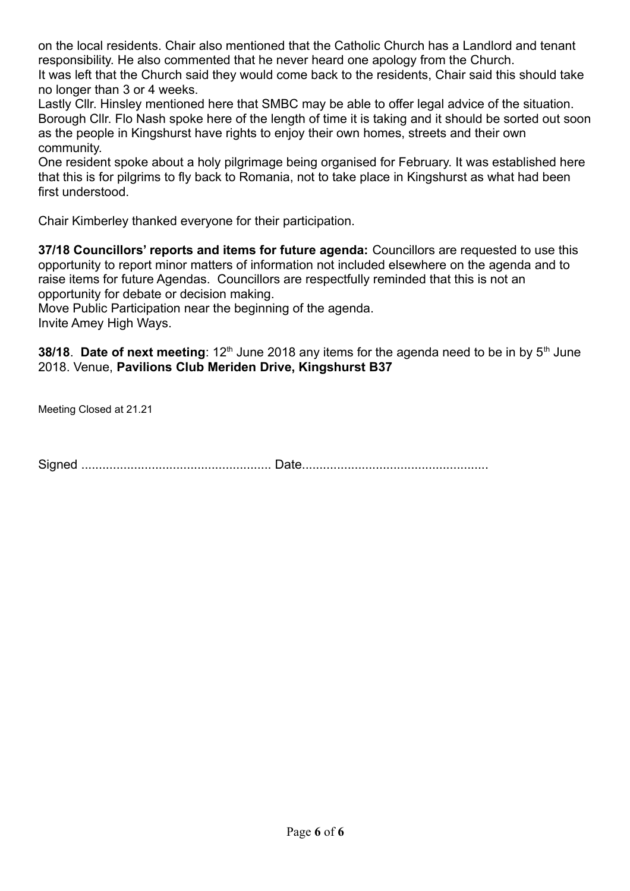on the local residents. Chair also mentioned that the Catholic Church has a Landlord and tenant responsibility. He also commented that he never heard one apology from the Church.
It was left that the Church said they would come back to the residents, Chair said this should take no longer than 3 or 4 weeks.
Lastly Cllr. Hinsley mentioned here that SMBC may be able to offer legal advice of the situation.
Borough Cllr. Flo Nash spoke here of the length of time it is taking and it should be sorted out soon as the people in Kingshurst have rights to enjoy their own homes, streets and their own community.
One resident spoke about a holy pilgrimage being organised for February. It was established here that this is for pilgrims to fly back to Romania, not to take place in Kingshurst as what had been first understood.

Chair Kimberley thanked everyone for their participation.

**37/18 Councillors' reports and items for future agenda:** Councillors are requested to use this opportunity to report minor matters of information not included elsewhere on the agenda and to raise items for future Agendas. Councillors are respectfully reminded that this is not an opportunity for debate or decision making.
Move Public Participation near the beginning of the agenda.
Invite Amey High Ways.

**38/18**. **Date of next meeting**: 12th June 2018 any items for the agenda need to be in by 5th June 2018. Venue, **Pavilions Club Meriden Drive, Kingshurst B37**

Meeting Closed at 21.21

Signed ..................................................... Date....................................................